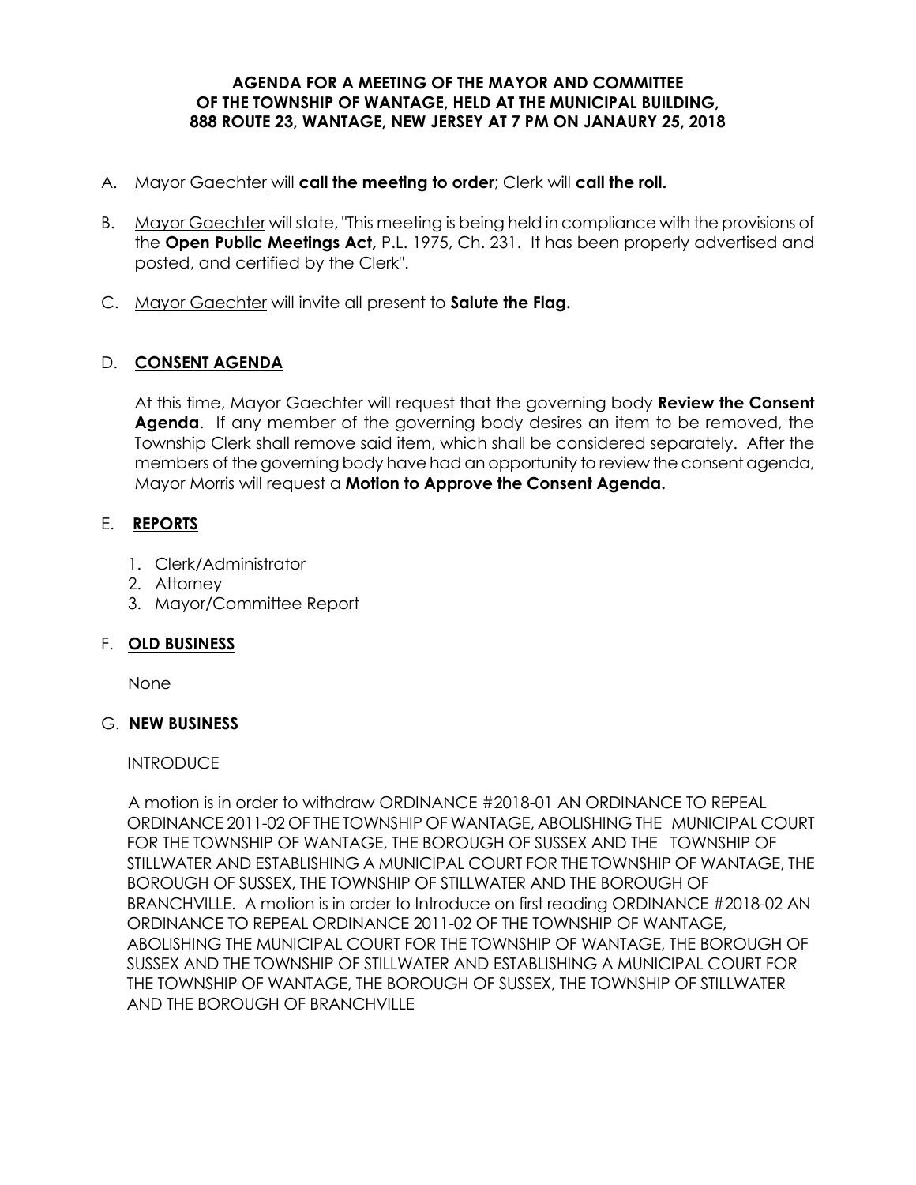**AGENDA FOR A MEETING OF THE MAYOR AND COMMITTEE OF THE TOWNSHIP OF WANTAGE, HELD AT THE MUNICIPAL BUILDING, 888 ROUTE 23, WANTAGE, NEW JERSEY AT 7 PM ON JANAURY 25, 2018**

A. Mayor Gaechter will **call the meeting to order**; Clerk will **call the roll.**

B. Mayor Gaechter will state, "This meeting is being held in compliance with the provisions of the **Open Public Meetings Act,** P.L. 1975, Ch. 231. It has been properly advertised and posted, and certified by the Clerk".

C. Mayor Gaechter will invite all present to **Salute the Flag.**

D. **CONSENT AGENDA**

At this time, Mayor Gaechter will request that the governing body **Review the Consent Agenda**. If any member of the governing body desires an item to be removed, the Township Clerk shall remove said item, which shall be considered separately. After the members of the governing body have had an opportunity to review the consent agenda, Mayor Morris will request a **Motion to Approve the Consent Agenda.**

E. **REPORTS**

1. Clerk/Administrator
2. Attorney
3. Mayor/Committee Report

F. **OLD BUSINESS**

None

G. **NEW BUSINESS**

INTRODUCE

A motion is in order to withdraw ORDINANCE #2018-01 AN ORDINANCE TO REPEAL ORDINANCE 2011-02 OF THE TOWNSHIP OF WANTAGE, ABOLISHING THE MUNICIPAL COURT FOR THE TOWNSHIP OF WANTAGE, THE BOROUGH OF SUSSEX AND THE TOWNSHIP OF STILLWATER AND ESTABLISHING A MUNICIPAL COURT FOR THE TOWNSHIP OF WANTAGE, THE BOROUGH OF SUSSEX, THE TOWNSHIP OF STILLWATER AND THE BOROUGH OF BRANCHVILLE. A motion is in order to Introduce on first reading ORDINANCE #2018-02 AN ORDINANCE TO REPEAL ORDINANCE 2011-02 OF THE TOWNSHIP OF WANTAGE, ABOLISHING THE MUNICIPAL COURT FOR THE TOWNSHIP OF WANTAGE, THE BOROUGH OF SUSSEX AND THE TOWNSHIP OF STILLWATER AND ESTABLISHING A MUNICIPAL COURT FOR THE TOWNSHIP OF WANTAGE, THE BOROUGH OF SUSSEX, THE TOWNSHIP OF STILLWATER AND THE BOROUGH OF BRANCHVILLE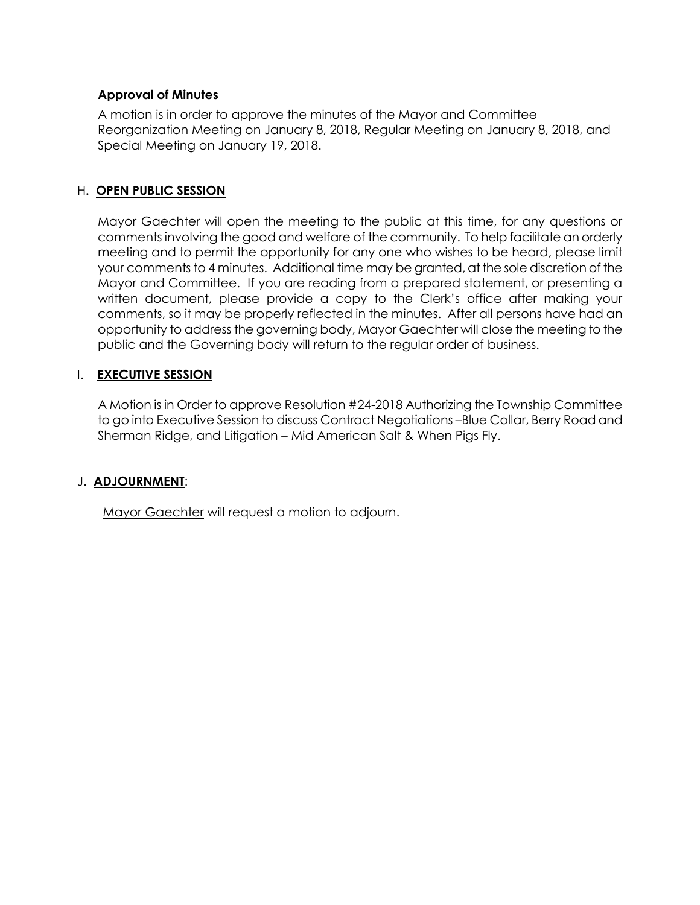**Approval of Minutes**

A motion is in order to approve the minutes of the Mayor and Committee Reorganization Meeting on January 8, 2018, Regular Meeting on January 8, 2018, and Special Meeting on January 19, 2018.

## H. OPEN PUBLIC SESSION

Mayor Gaechter will open the meeting to the public at this time, for any questions or comments involving the good and welfare of the community. To help facilitate an orderly meeting and to permit the opportunity for any one who wishes to be heard, please limit your comments to 4 minutes. Additional time may be granted, at the sole discretion of the Mayor and Committee. If you are reading from a prepared statement, or presenting a written document, please provide a copy to the Clerk's office after making your comments, so it may be properly reflected in the minutes. After all persons have had an opportunity to address the governing body, Mayor Gaechter will close the meeting to the public and the Governing body will return to the regular order of business.

## I. EXECUTIVE SESSION

A Motion is in Order to approve Resolution #24-2018 Authorizing the Township Committee to go into Executive Session to discuss Contract Negotiations –Blue Collar, Berry Road and Sherman Ridge, and Litigation – Mid American Salt & When Pigs Fly.

## J. ADJOURNMENT:

Mayor Gaechter will request a motion to adjourn.